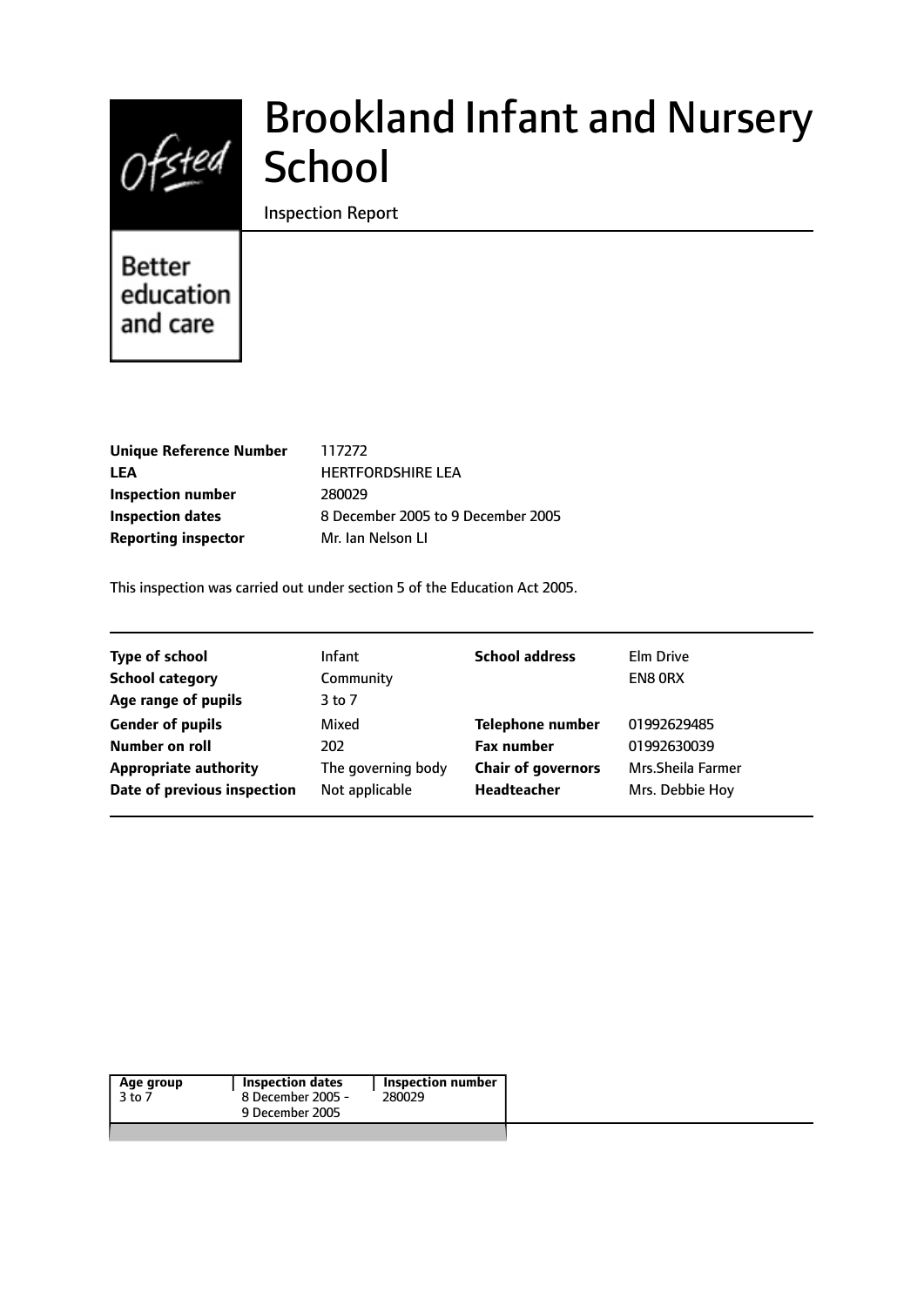Ofsted

Better education and care

# Brookland Infant and Nursery School

Inspection Report

| | |
|---|---|
| **Unique Reference Number** | 117272 |
| **LEA** | HERTFORDSHIRE LEA |
| **Inspection number** | 280029 |
| **Inspection dates** | 8 December 2005 to 9 December 2005 |
| **Reporting inspector** | Mr. Ian Nelson LI |

This inspection was carried out under section 5 of the Education Act 2005.

| | | | |
|---|---|---|---|
| **Type of school** | Infant | **School address** | Elm Drive |
| **School category** | Community | | EN8 0RX |
| **Age range of pupils** | 3 to 7 | | |
| **Gender of pupils** | Mixed | **Telephone number** | 01992629485 |
| **Number on roll** | 202 | **Fax number** | 01992630039 |
| **Appropriate authority** | The governing body | **Chair of governors** | Mrs.Sheila Farmer |
| **Date of previous inspection** | Not applicable | **Headteacher** | Mrs. Debbie Hoy |

| Age group | Inspection dates | Inspection number |
|---|---|---|
| 3 to 7 | 8 December 2005 - 9 December 2005 | 280029 |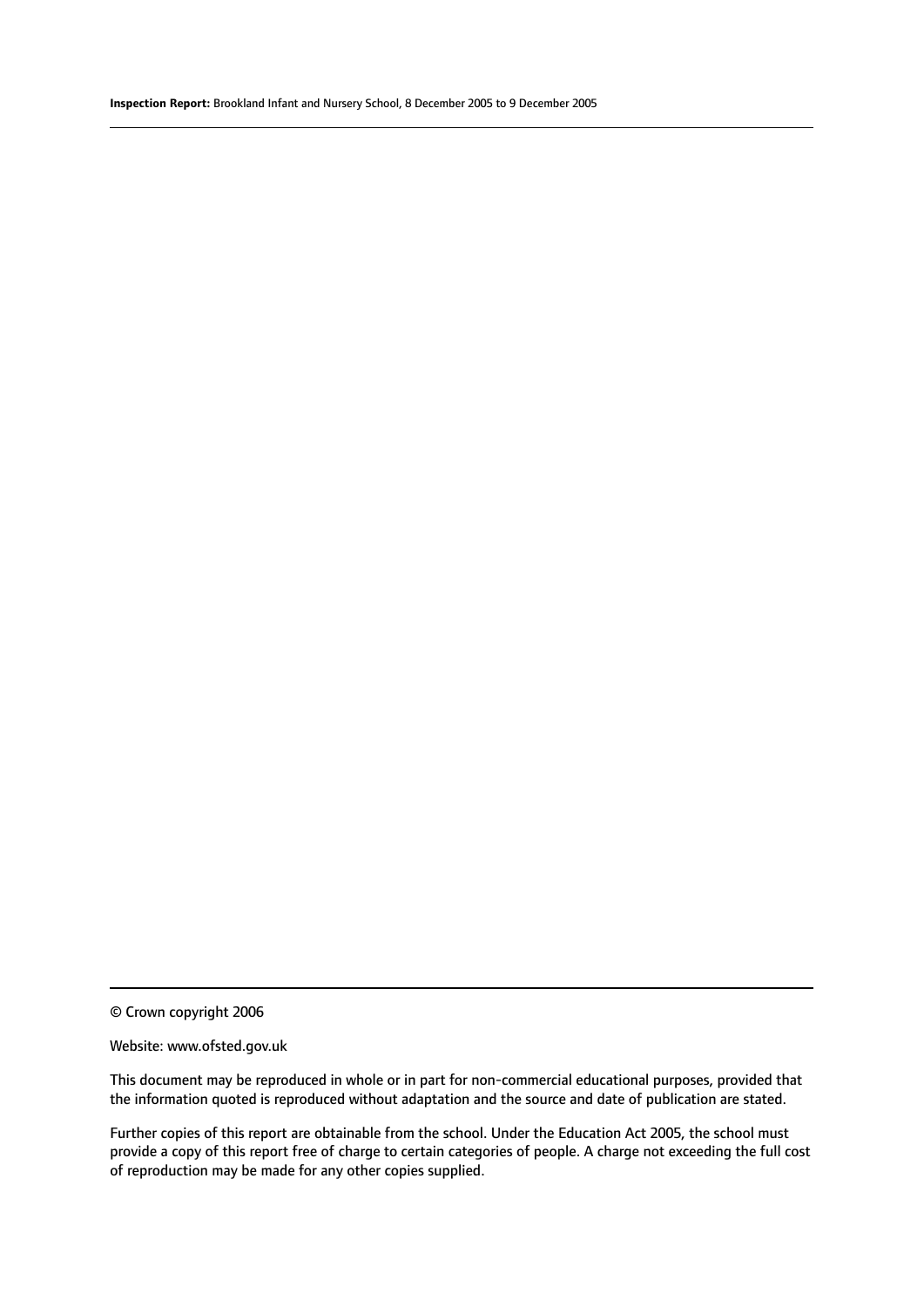© Crown copyright 2006

Website: www.ofsted.gov.uk

This document may be reproduced in whole or in part for non-commercial educational purposes, provided that the information quoted is reproduced without adaptation and the source and date of publication are stated.

Further copies of this report are obtainable from the school. Under the Education Act 2005, the school must provide a copy of this report free of charge to certain categories of people. A charge not exceeding the full cost of reproduction may be made for any other copies supplied.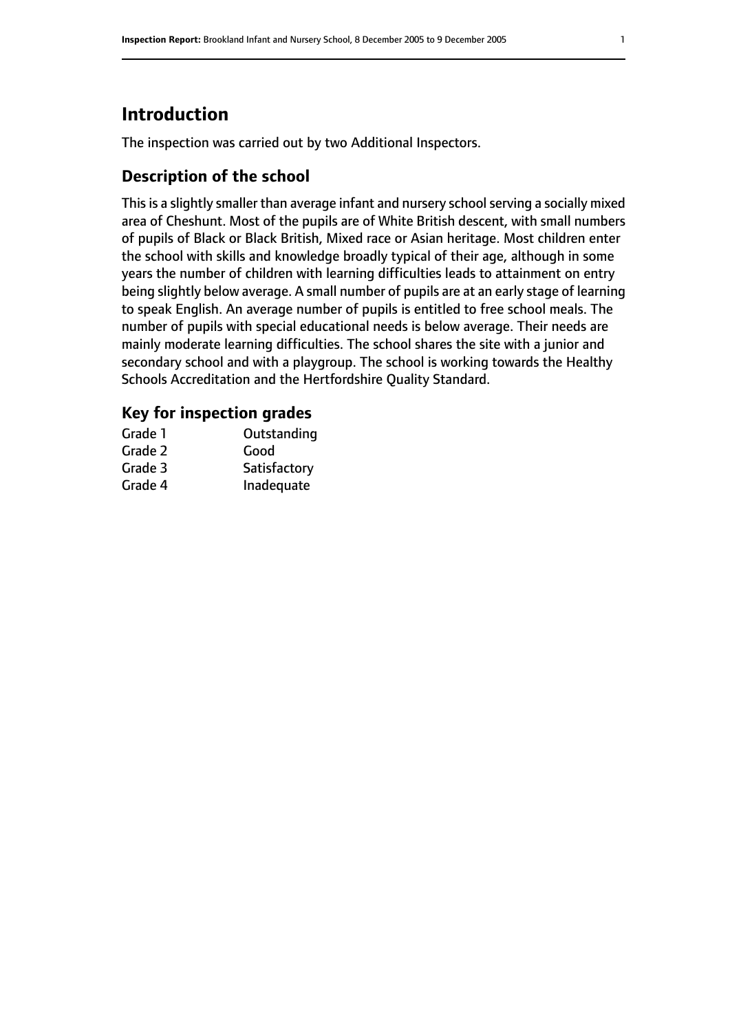# Introduction

The inspection was carried out by two Additional Inspectors.

## Description of the school

This is a slightly smaller than average infant and nursery school serving a socially mixed area of Cheshunt. Most of the pupils are of White British descent, with small numbers of pupils of Black or Black British, Mixed race or Asian heritage. Most children enter the school with skills and knowledge broadly typical of their age, although in some years the number of children with learning difficulties leads to attainment on entry being slightly below average. A small number of pupils are at an early stage of learning to speak English. An average number of pupils is entitled to free school meals. The number of pupils with special educational needs is below average. Their needs are mainly moderate learning difficulties. The school shares the site with a junior and secondary school and with a playgroup. The school is working towards the Healthy Schools Accreditation and the Hertfordshire Quality Standard.

### Key for inspection grades

| | |
|---|---|
| Grade 1 | Outstanding |
| Grade 2 | Good |
| Grade 3 | Satisfactory |
| Grade 4 | Inadequate |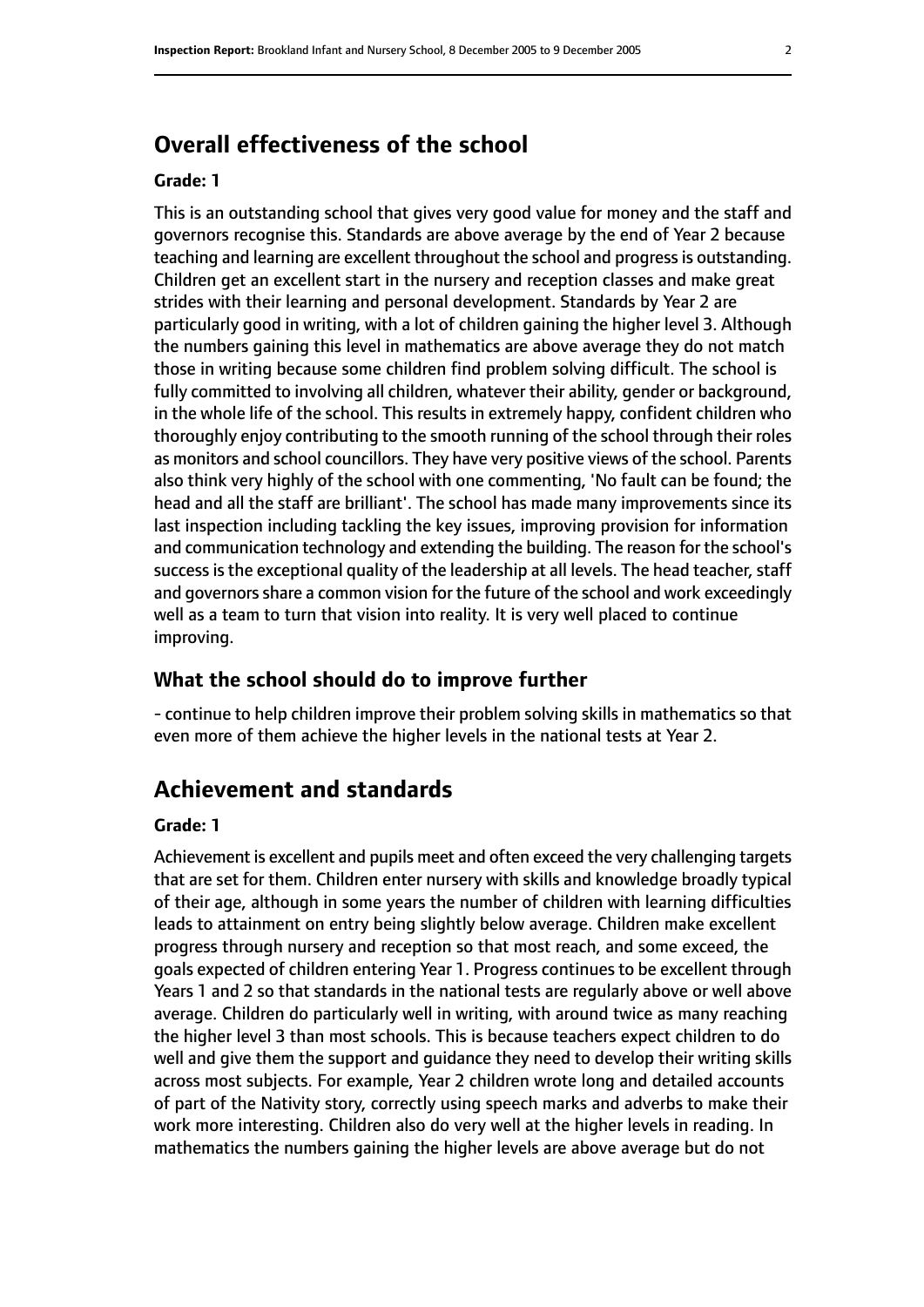## Overall effectiveness of the school

**Grade: 1**

This is an outstanding school that gives very good value for money and the staff and governors recognise this. Standards are above average by the end of Year 2 because teaching and learning are excellent throughout the school and progress is outstanding. Children get an excellent start in the nursery and reception classes and make great strides with their learning and personal development. Standards by Year 2 are particularly good in writing, with a lot of children gaining the higher level 3. Although the numbers gaining this level in mathematics are above average they do not match those in writing because some children find problem solving difficult. The school is fully committed to involving all children, whatever their ability, gender or background, in the whole life of the school. This results in extremely happy, confident children who thoroughly enjoy contributing to the smooth running of the school through their roles as monitors and school councillors. They have very positive views of the school. Parents also think very highly of the school with one commenting, 'No fault can be found; the head and all the staff are brilliant'. The school has made many improvements since its last inspection including tackling the key issues, improving provision for information and communication technology and extending the building. The reason for the school's success is the exceptional quality of the leadership at all levels. The head teacher, staff and governors share a common vision for the future of the school and work exceedingly well as a team to turn that vision into reality. It is very well placed to continue improving.

### What the school should do to improve further

- continue to help children improve their problem solving skills in mathematics so that even more of them achieve the higher levels in the national tests at Year 2.

## Achievement and standards

**Grade: 1**

Achievement is excellent and pupils meet and often exceed the very challenging targets that are set for them. Children enter nursery with skills and knowledge broadly typical of their age, although in some years the number of children with learning difficulties leads to attainment on entry being slightly below average. Children make excellent progress through nursery and reception so that most reach, and some exceed, the goals expected of children entering Year 1. Progress continues to be excellent through Years 1 and 2 so that standards in the national tests are regularly above or well above average. Children do particularly well in writing, with around twice as many reaching the higher level 3 than most schools. This is because teachers expect children to do well and give them the support and guidance they need to develop their writing skills across most subjects. For example, Year 2 children wrote long and detailed accounts of part of the Nativity story, correctly using speech marks and adverbs to make their work more interesting. Children also do very well at the higher levels in reading. In mathematics the numbers gaining the higher levels are above average but do not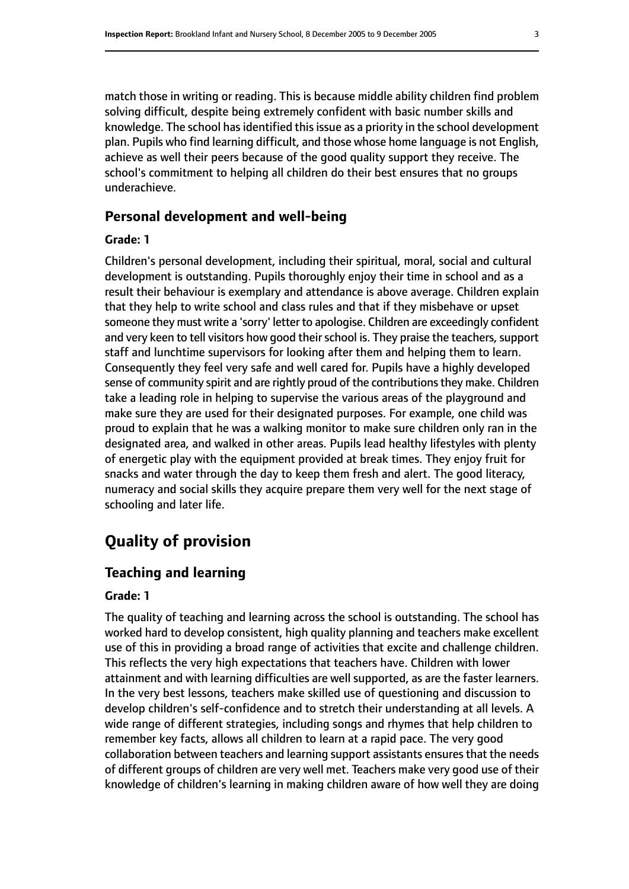match those in writing or reading. This is because middle ability children find problem solving difficult, despite being extremely confident with basic number skills and knowledge. The school has identified this issue as a priority in the school development plan. Pupils who find learning difficult, and those whose home language is not English, achieve as well their peers because of the good quality support they receive. The school's commitment to helping all children do their best ensures that no groups underachieve.

### Personal development and well-being

#### Grade: 1

Children's personal development, including their spiritual, moral, social and cultural development is outstanding. Pupils thoroughly enjoy their time in school and as a result their behaviour is exemplary and attendance is above average. Children explain that they help to write school and class rules and that if they misbehave or upset someone they must write a 'sorry' letter to apologise. Children are exceedingly confident and very keen to tell visitors how good their school is. They praise the teachers, support staff and lunchtime supervisors for looking after them and helping them to learn. Consequently they feel very safe and well cared for. Pupils have a highly developed sense of community spirit and are rightly proud of the contributions they make. Children take a leading role in helping to supervise the various areas of the playground and make sure they are used for their designated purposes. For example, one child was proud to explain that he was a walking monitor to make sure children only ran in the designated area, and walked in other areas. Pupils lead healthy lifestyles with plenty of energetic play with the equipment provided at break times. They enjoy fruit for snacks and water through the day to keep them fresh and alert. The good literacy, numeracy and social skills they acquire prepare them very well for the next stage of schooling and later life.

## Quality of provision

### Teaching and learning

#### Grade: 1

The quality of teaching and learning across the school is outstanding. The school has worked hard to develop consistent, high quality planning and teachers make excellent use of this in providing a broad range of activities that excite and challenge children. This reflects the very high expectations that teachers have. Children with lower attainment and with learning difficulties are well supported, as are the faster learners. In the very best lessons, teachers make skilled use of questioning and discussion to develop children's self-confidence and to stretch their understanding at all levels. A wide range of different strategies, including songs and rhymes that help children to remember key facts, allows all children to learn at a rapid pace. The very good collaboration between teachers and learning support assistants ensures that the needs of different groups of children are very well met. Teachers make very good use of their knowledge of children's learning in making children aware of how well they are doing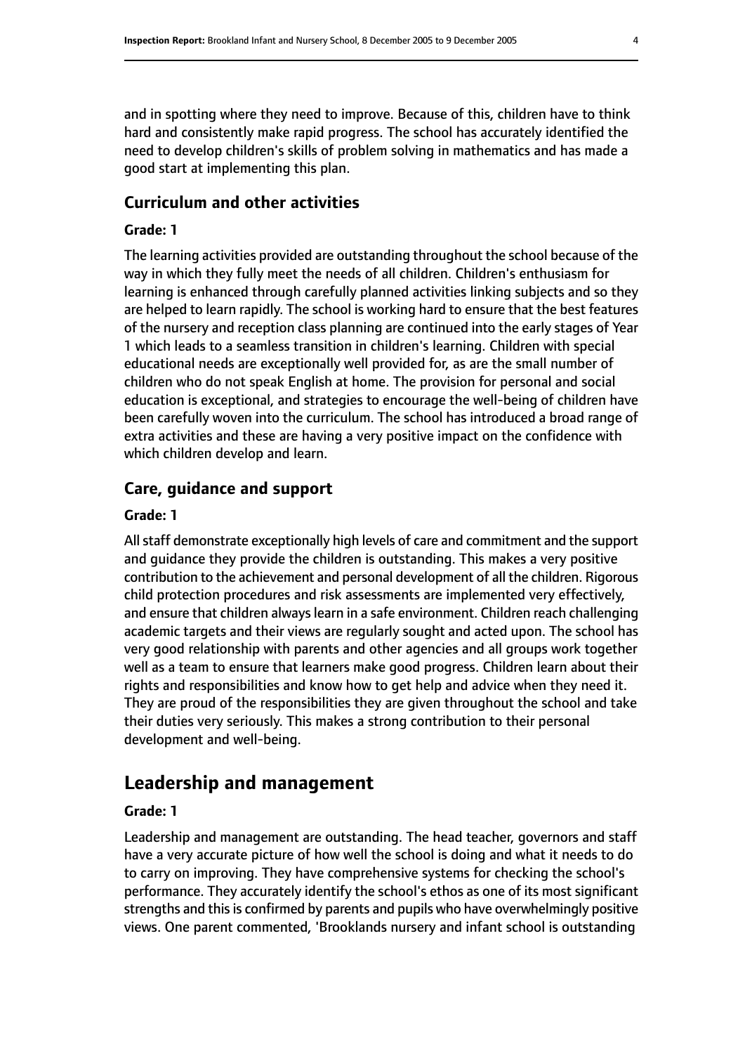and in spotting where they need to improve. Because of this, children have to think hard and consistently make rapid progress. The school has accurately identified the need to develop children's skills of problem solving in mathematics and has made a good start at implementing this plan.

### Curriculum and other activities

#### Grade: 1

The learning activities provided are outstanding throughout the school because of the way in which they fully meet the needs of all children. Children's enthusiasm for learning is enhanced through carefully planned activities linking subjects and so they are helped to learn rapidly. The school is working hard to ensure that the best features of the nursery and reception class planning are continued into the early stages of Year 1 which leads to a seamless transition in children's learning. Children with special educational needs are exceptionally well provided for, as are the small number of children who do not speak English at home. The provision for personal and social education is exceptional, and strategies to encourage the well-being of children have been carefully woven into the curriculum. The school has introduced a broad range of extra activities and these are having a very positive impact on the confidence with which children develop and learn.

### Care, guidance and support

#### Grade: 1

All staff demonstrate exceptionally high levels of care and commitment and the support and guidance they provide the children is outstanding. This makes a very positive contribution to the achievement and personal development of all the children. Rigorous child protection procedures and risk assessments are implemented very effectively, and ensure that children always learn in a safe environment. Children reach challenging academic targets and their views are regularly sought and acted upon. The school has very good relationship with parents and other agencies and all groups work together well as a team to ensure that learners make good progress. Children learn about their rights and responsibilities and know how to get help and advice when they need it. They are proud of the responsibilities they are given throughout the school and take their duties very seriously. This makes a strong contribution to their personal development and well-being.

## Leadership and management

#### Grade: 1

Leadership and management are outstanding. The head teacher, governors and staff have a very accurate picture of how well the school is doing and what it needs to do to carry on improving. They have comprehensive systems for checking the school's performance. They accurately identify the school's ethos as one of its most significant strengths and this is confirmed by parents and pupils who have overwhelmingly positive views. One parent commented, 'Brooklands nursery and infant school is outstanding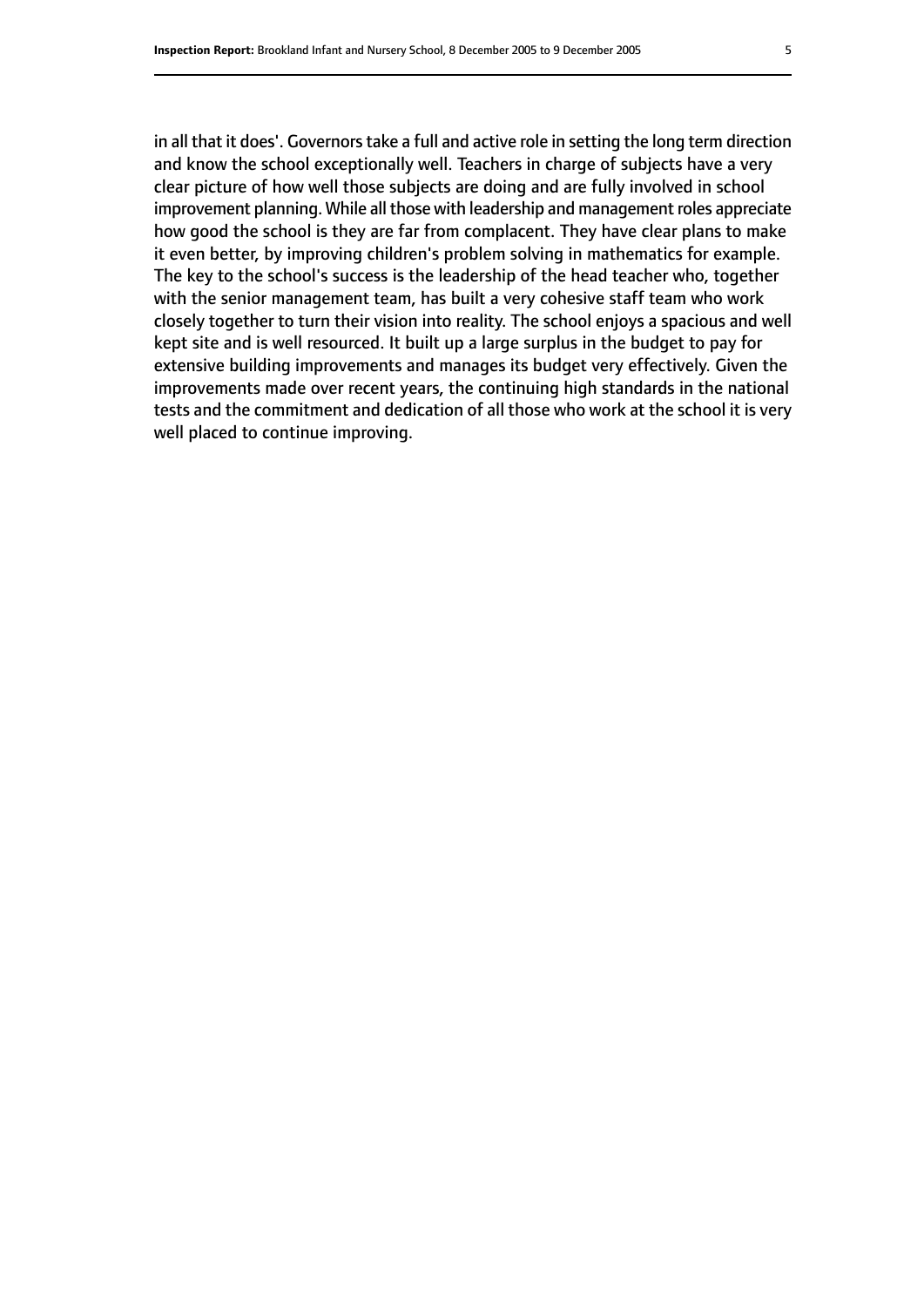in all that it does'. Governors take a full and active role in setting the long term direction and know the school exceptionally well. Teachers in charge of subjects have a very clear picture of how well those subjects are doing and are fully involved in school improvement planning. While all those with leadership and management roles appreciate how good the school is they are far from complacent. They have clear plans to make it even better, by improving children's problem solving in mathematics for example. The key to the school's success is the leadership of the head teacher who, together with the senior management team, has built a very cohesive staff team who work closely together to turn their vision into reality. The school enjoys a spacious and well kept site and is well resourced. It built up a large surplus in the budget to pay for extensive building improvements and manages its budget very effectively. Given the improvements made over recent years, the continuing high standards in the national tests and the commitment and dedication of all those who work at the school it is very well placed to continue improving.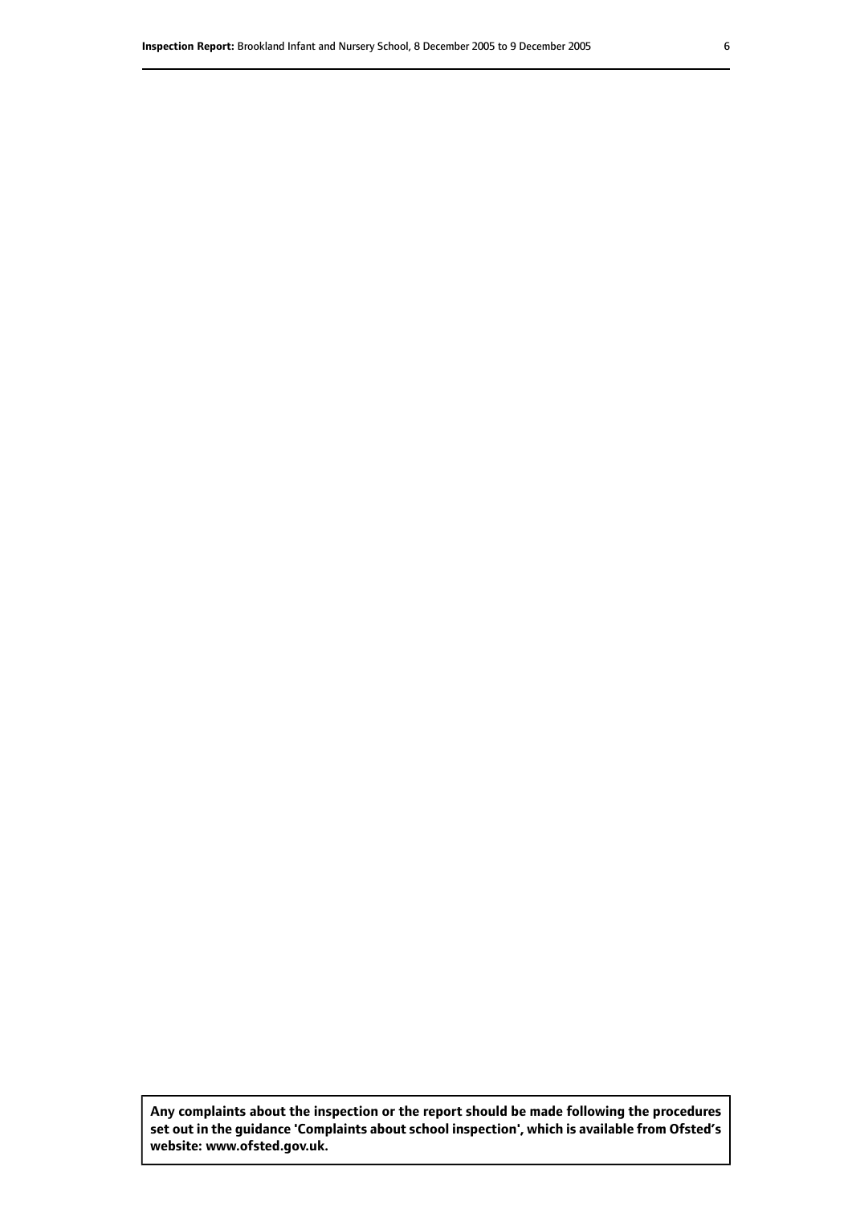**Any complaints about the inspection or the report should be made following the procedures set out in the guidance 'Complaints about school inspection', which is available from Ofsted's website: www.ofsted.gov.uk.**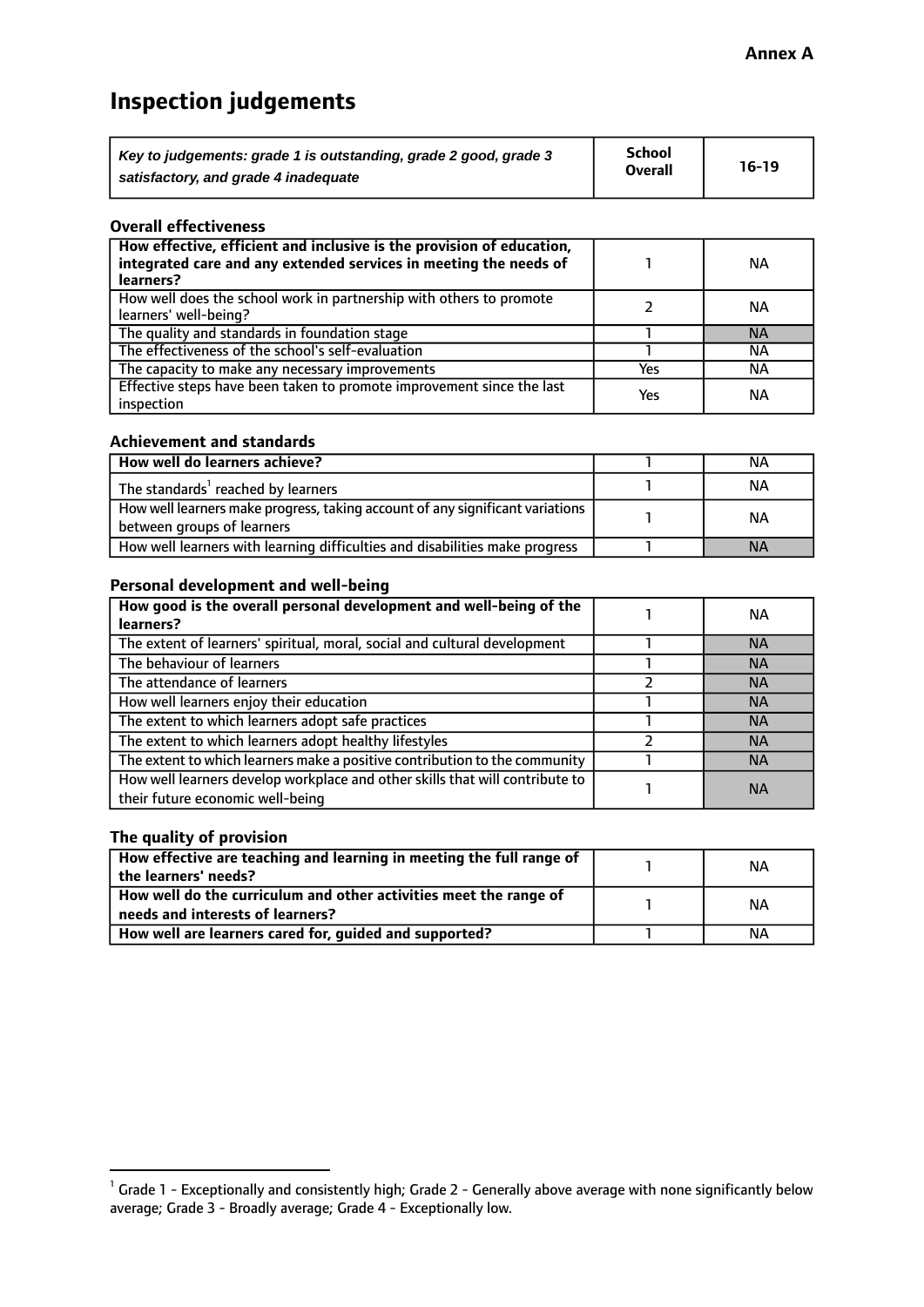**Annex A**

# Inspection judgements

| *Key to judgements: grade 1 is outstanding, grade 2 good, grade 3 satisfactory, and grade 4 inadequate* | School Overall | 16-19 |
|---|---|---|

### Overall effectiveness

| | | |
|---|---|---|
| **How effective, efficient and inclusive is the provision of education, integrated care and any extended services in meeting the needs of learners?** | 1 | NA |
| How well does the school work in partnership with others to promote learners' well-being? | 2 | NA |
| The quality and standards in foundation stage | 1 | NA |
| The effectiveness of the school's self-evaluation | 1 | NA |
| The capacity to make any necessary improvements | Yes | NA |
| Effective steps have been taken to promote improvement since the last inspection | Yes | NA |

### Achievement and standards

| | | |
|---|---|---|
| **How well do learners achieve?** | 1 | NA |
| The standards[1] reached by learners | 1 | NA |
| How well learners make progress, taking account of any significant variations between groups of learners | 1 | NA |
| How well learners with learning difficulties and disabilities make progress | 1 | NA |

### Personal development and well-being

| | | |
|---|---|---|
| **How good is the overall personal development and well-being of the learners?** | 1 | NA |
| The extent of learners' spiritual, moral, social and cultural development | 1 | NA |
| The behaviour of learners | 1 | NA |
| The attendance of learners | 2 | NA |
| How well learners enjoy their education | 1 | NA |
| The extent to which learners adopt safe practices | 1 | NA |
| The extent to which learners adopt healthy lifestyles | 2 | NA |
| The extent to which learners make a positive contribution to the community | 1 | NA |
| How well learners develop workplace and other skills that will contribute to their future economic well-being | 1 | NA |

### The quality of provision

| | | |
|---|---|---|
| **How effective are teaching and learning in meeting the full range of the learners' needs?** | 1 | NA |
| **How well do the curriculum and other activities meet the range of needs and interests of learners?** | 1 | NA |
| **How well are learners cared for, guided and supported?** | 1 | NA |

[1] Grade 1 - Exceptionally and consistently high; Grade 2 - Generally above average with none significantly below average; Grade 3 - Broadly average; Grade 4 - Exceptionally low.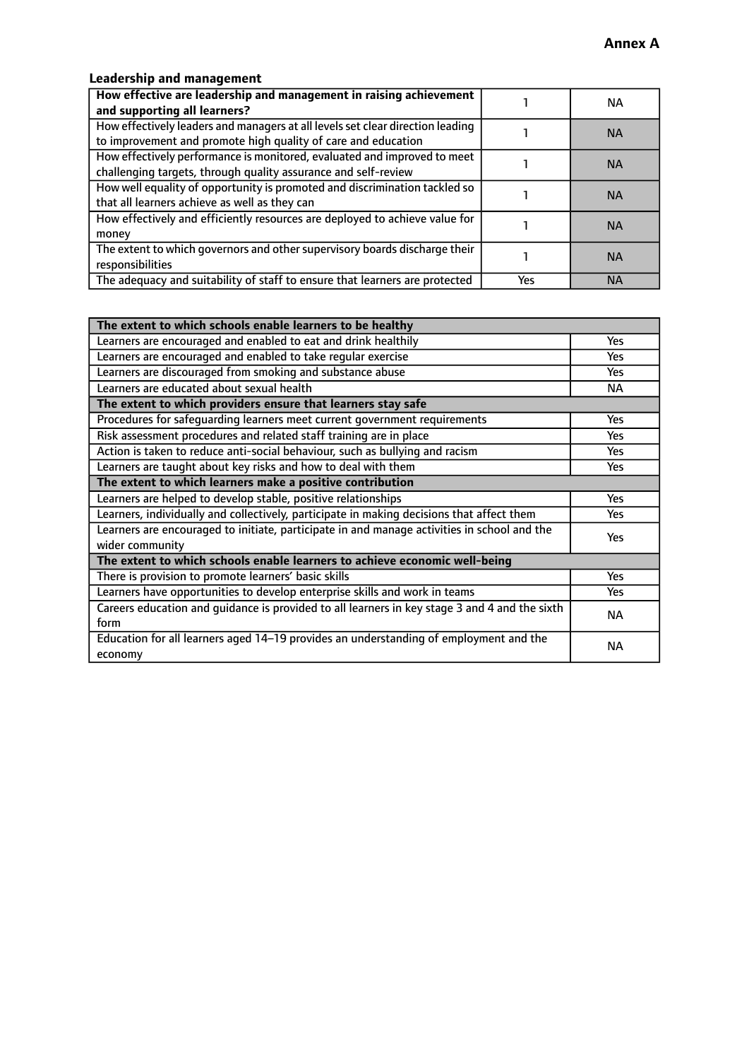**Annex A**

### Leadership and management

| **How effective are leadership and management in raising achievement and supporting all learners?** | 1 | NA |
|---|---|---|
| How effectively leaders and managers at all levels set clear direction leading to improvement and promote high quality of care and education | 1 | NA |
| How effectively performance is monitored, evaluated and improved to meet challenging targets, through quality assurance and self-review | 1 | NA |
| How well equality of opportunity is promoted and discrimination tackled so that all learners achieve as well as they can | 1 | NA |
| How effectively and efficiently resources are deployed to achieve value for money | 1 | NA |
| The extent to which governors and other supervisory boards discharge their responsibilities | 1 | NA |
| The adequacy and suitability of staff to ensure that learners are protected | Yes | NA |

| **The extent to which schools enable learners to be healthy** | |
|---|---|
| Learners are encouraged and enabled to eat and drink healthily | Yes |
| Learners are encouraged and enabled to take regular exercise | Yes |
| Learners are discouraged from smoking and substance abuse | Yes |
| Learners are educated about sexual health | NA |
| **The extent to which providers ensure that learners stay safe** | |
| Procedures for safeguarding learners meet current government requirements | Yes |
| Risk assessment procedures and related staff training are in place | Yes |
| Action is taken to reduce anti-social behaviour, such as bullying and racism | Yes |
| Learners are taught about key risks and how to deal with them | Yes |
| **The extent to which learners make a positive contribution** | |
| Learners are helped to develop stable, positive relationships | Yes |
| Learners, individually and collectively, participate in making decisions that affect them | Yes |
| Learners are encouraged to initiate, participate in and manage activities in school and the wider community | Yes |
| **The extent to which schools enable learners to achieve economic well-being** | |
| There is provision to promote learners' basic skills | Yes |
| Learners have opportunities to develop enterprise skills and work in teams | Yes |
| Careers education and guidance is provided to all learners in key stage 3 and 4 and the sixth form | NA |
| Education for all learners aged 14–19 provides an understanding of employment and the economy | NA |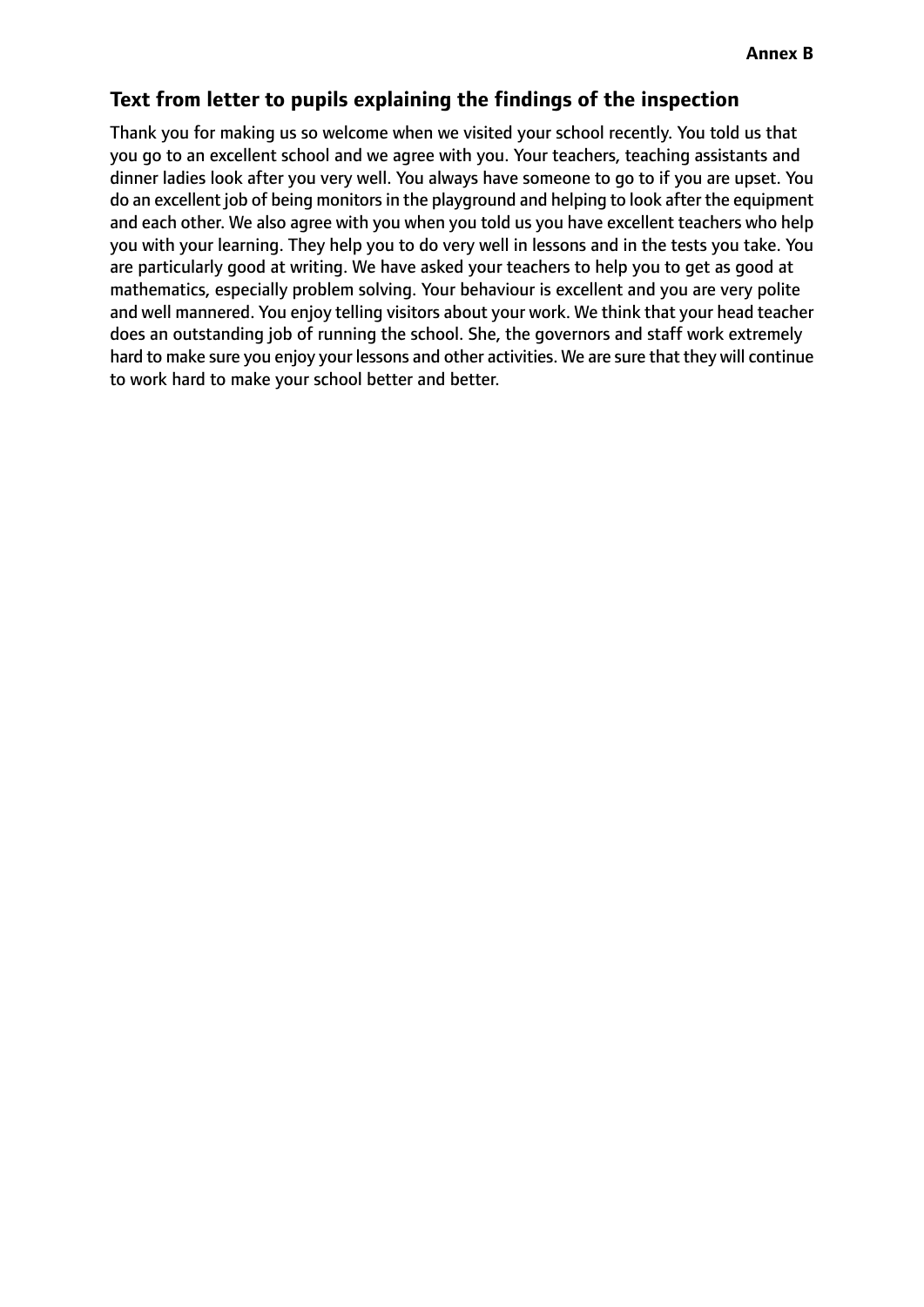Annex B

## Text from letter to pupils explaining the findings of the inspection

Thank you for making us so welcome when we visited your school recently. You told us that you go to an excellent school and we agree with you. Your teachers, teaching assistants and dinner ladies look after you very well. You always have someone to go to if you are upset. You do an excellent job of being monitors in the playground and helping to look after the equipment and each other. We also agree with you when you told us you have excellent teachers who help you with your learning. They help you to do very well in lessons and in the tests you take. You are particularly good at writing. We have asked your teachers to help you to get as good at mathematics, especially problem solving. Your behaviour is excellent and you are very polite and well mannered. You enjoy telling visitors about your work. We think that your head teacher does an outstanding job of running the school. She, the governors and staff work extremely hard to make sure you enjoy your lessons and other activities. We are sure that they will continue to work hard to make your school better and better.